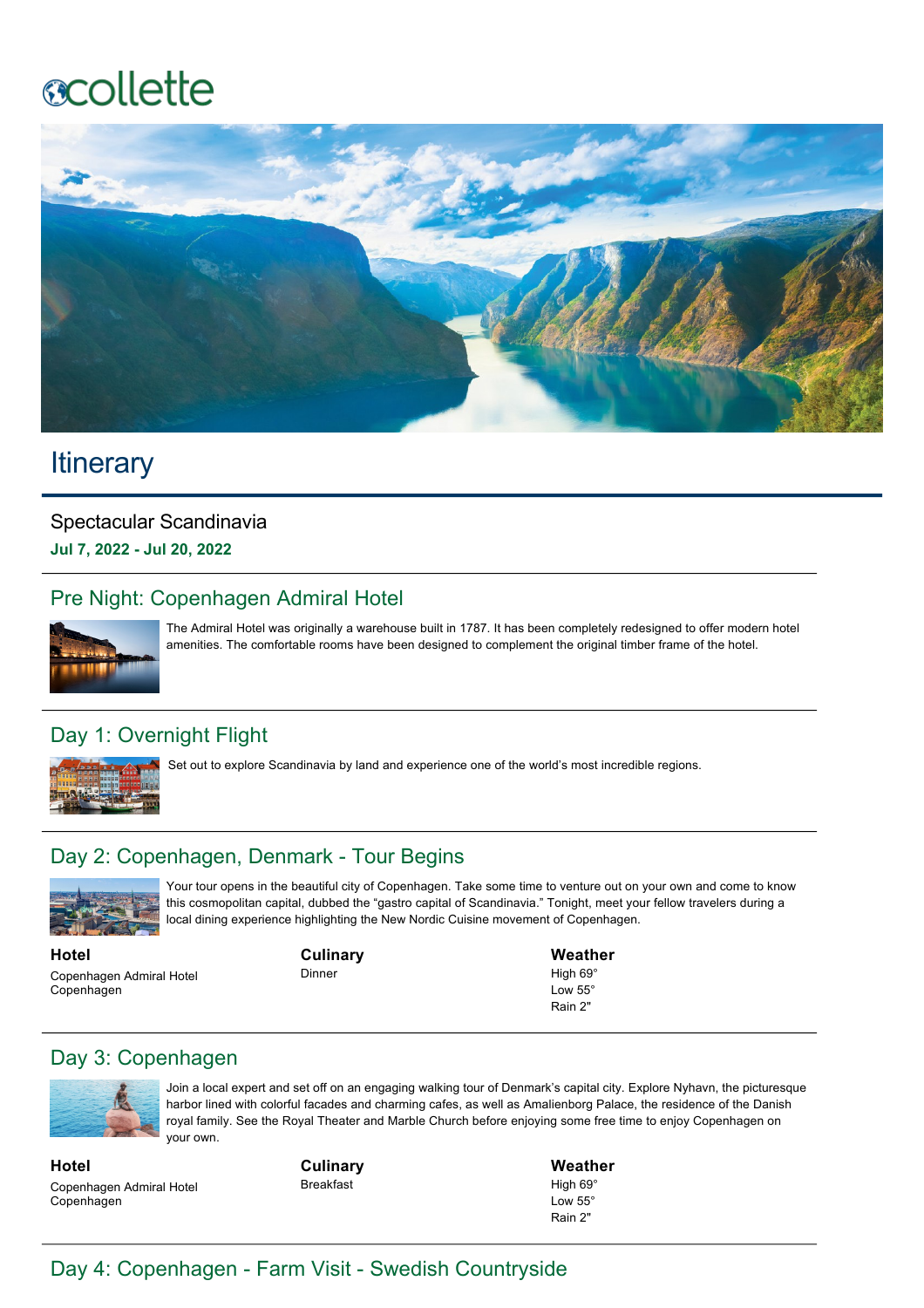collette

# Itinerary

Spectacular Scandinavia

**Jul 7, 2022 - Jul 20, 2022**

## Pre Night: Copenhagen Admiral Hotel

The Admiral Hotel was originally a warehouse built in 1787. It has been completely redesigned to offer modern hotel amenities. The comfortable rooms have been designed to complement the original timber frame of the hotel.

## Day 1: Overnight Flight

Set out to explore Scandinavia by land and experience one of the world's most incredible regions.

## Day 2: Copenhagen, Denmark - Tour Begins

Your tour opens in the beautiful city of Copenhagen. Take some time to venture out on your own and come to know this cosmopolitan capital, dubbed the "gastro capital of Scandinavia." Tonight, meet your fellow travelers during a local dining experience highlighting the New Nordic Cuisine movement of Copenhagen.

**Hotel**
Copenhagen Admiral Hotel
Copenhagen

**Culinary**
Dinner

**Weather**
High 69°
Low 55°
Rain 2"

## Day 3: Copenhagen

Join a local expert and set off on an engaging walking tour of Denmark's capital city. Explore Nyhavn, the picturesque harbor lined with colorful facades and charming cafes, as well as Amalienborg Palace, the residence of the Danish royal family. See the Royal Theater and Marble Church before enjoying some free time to enjoy Copenhagen on your own.

**Hotel**
Copenhagen Admiral Hotel
Copenhagen

**Culinary**
Breakfast

**Weather**
High 69°
Low 55°
Rain 2"

## Day 4: Copenhagen - Farm Visit - Swedish Countryside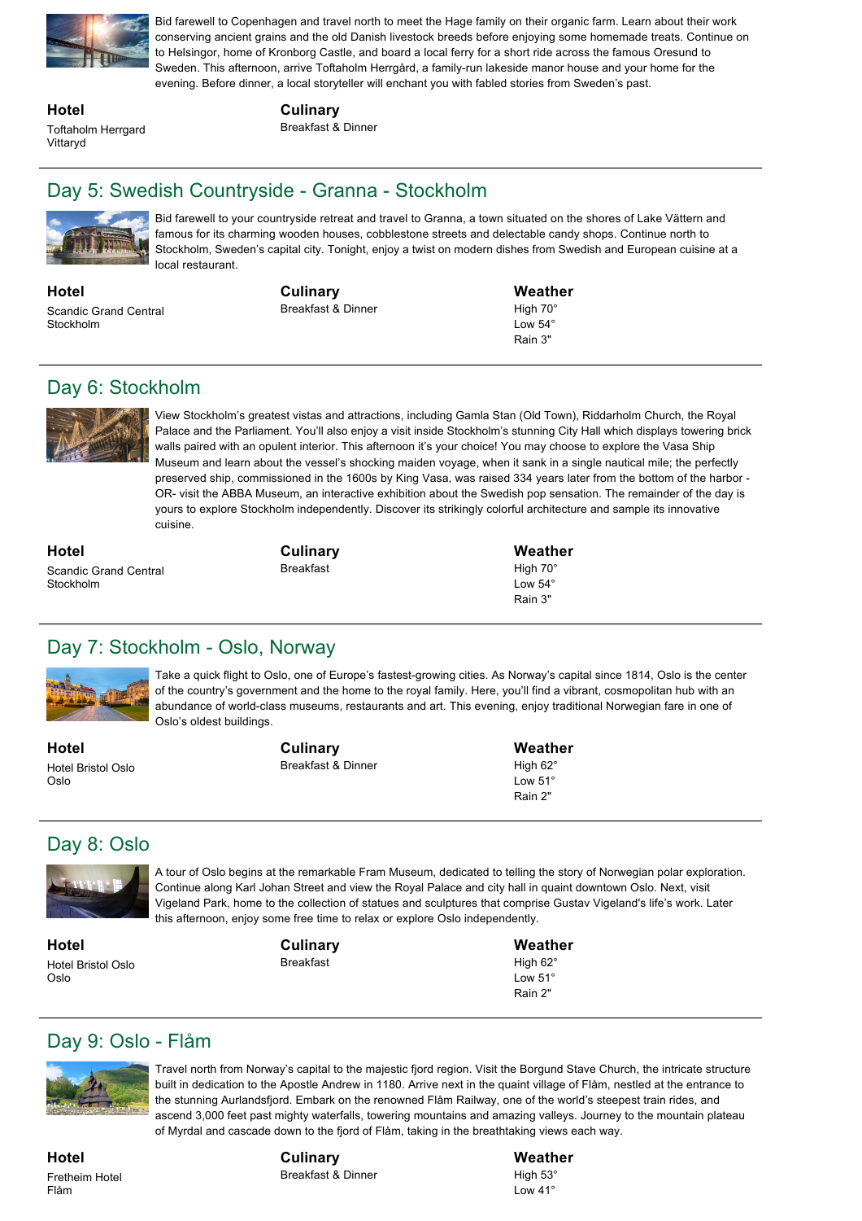Bid farewell to Copenhagen and travel north to meet the Hage family on their organic farm. Learn about their work conserving ancient grains and the old Danish livestock breeds before enjoying some homemade treats. Continue on to Helsingor, home of Kronborg Castle, and board a local ferry for a short ride across the famous Oresund to Sweden. This afternoon, arrive Toftaholm Herrgård, a family-run lakeside manor house and your home for the evening. Before dinner, a local storyteller will enchant you with fabled stories from Sweden's past.

| Hotel | Culinary |
| --- | --- |
| Toftaholm Herrgard<br>Vittaryd | Breakfast & Dinner |

## Day 5: Swedish Countryside - Granna - Stockholm

Bid farewell to your countryside retreat and travel to Granna, a town situated on the shores of Lake Vättern and famous for its charming wooden houses, cobblestone streets and delectable candy shops. Continue north to Stockholm, Sweden's capital city. Tonight, enjoy a twist on modern dishes from Swedish and European cuisine at a local restaurant.

| Hotel | Culinary | Weather |
| --- | --- | --- |
| Scandic Grand Central<br>Stockholm | Breakfast & Dinner | High 70°<br>Low 54°<br>Rain 3" |

## Day 6: Stockholm

View Stockholm's greatest vistas and attractions, including Gamla Stan (Old Town), Riddarholm Church, the Royal Palace and the Parliament. You'll also enjoy a visit inside Stockholm's stunning City Hall which displays towering brick walls paired with an opulent interior. This afternoon it's your choice! You may choose to explore the Vasa Ship Museum and learn about the vessel's shocking maiden voyage, when it sank in a single nautical mile; the perfectly preserved ship, commissioned in the 1600s by King Vasa, was raised 334 years later from the bottom of the harbor - OR- visit the ABBA Museum, an interactive exhibition about the Swedish pop sensation. The remainder of the day is yours to explore Stockholm independently. Discover its strikingly colorful architecture and sample its innovative cuisine.

| Hotel | Culinary | Weather |
| --- | --- | --- |
| Scandic Grand Central<br>Stockholm | Breakfast | High 70°<br>Low 54°<br>Rain 3" |

## Day 7: Stockholm - Oslo, Norway

Take a quick flight to Oslo, one of Europe's fastest-growing cities. As Norway's capital since 1814, Oslo is the center of the country's government and the home to the royal family. Here, you'll find a vibrant, cosmopolitan hub with an abundance of world-class museums, restaurants and art. This evening, enjoy traditional Norwegian fare in one of Oslo's oldest buildings.

| Hotel | Culinary | Weather |
| --- | --- | --- |
| Hotel Bristol Oslo<br>Oslo | Breakfast & Dinner | High 62°<br>Low 51°<br>Rain 2" |

## Day 8: Oslo

A tour of Oslo begins at the remarkable Fram Museum, dedicated to telling the story of Norwegian polar exploration. Continue along Karl Johan Street and view the Royal Palace and city hall in quaint downtown Oslo. Next, visit Vigeland Park, home to the collection of statues and sculptures that comprise Gustav Vigeland's life's work. Later this afternoon, enjoy some free time to relax or explore Oslo independently.

| Hotel | Culinary | Weather |
| --- | --- | --- |
| Hotel Bristol Oslo<br>Oslo | Breakfast | High 62°<br>Low 51°<br>Rain 2" |

## Day 9: Oslo - Flåm

Travel north from Norway's capital to the majestic fjord region. Visit the Borgund Stave Church, the intricate structure built in dedication to the Apostle Andrew in 1180. Arrive next in the quaint village of Flåm, nestled at the entrance to the stunning Aurlandsfjord. Embark on the renowned Flåm Railway, one of the world's steepest train rides, and ascend 3,000 feet past mighty waterfalls, towering mountains and amazing valleys. Journey to the mountain plateau of Myrdal and cascade down to the fjord of Flåm, taking in the breathtaking views each way.

| Hotel | Culinary | Weather |
| --- | --- | --- |
| Fretheim Hotel<br>Flåm | Breakfast & Dinner | High 53°<br>Low 41° |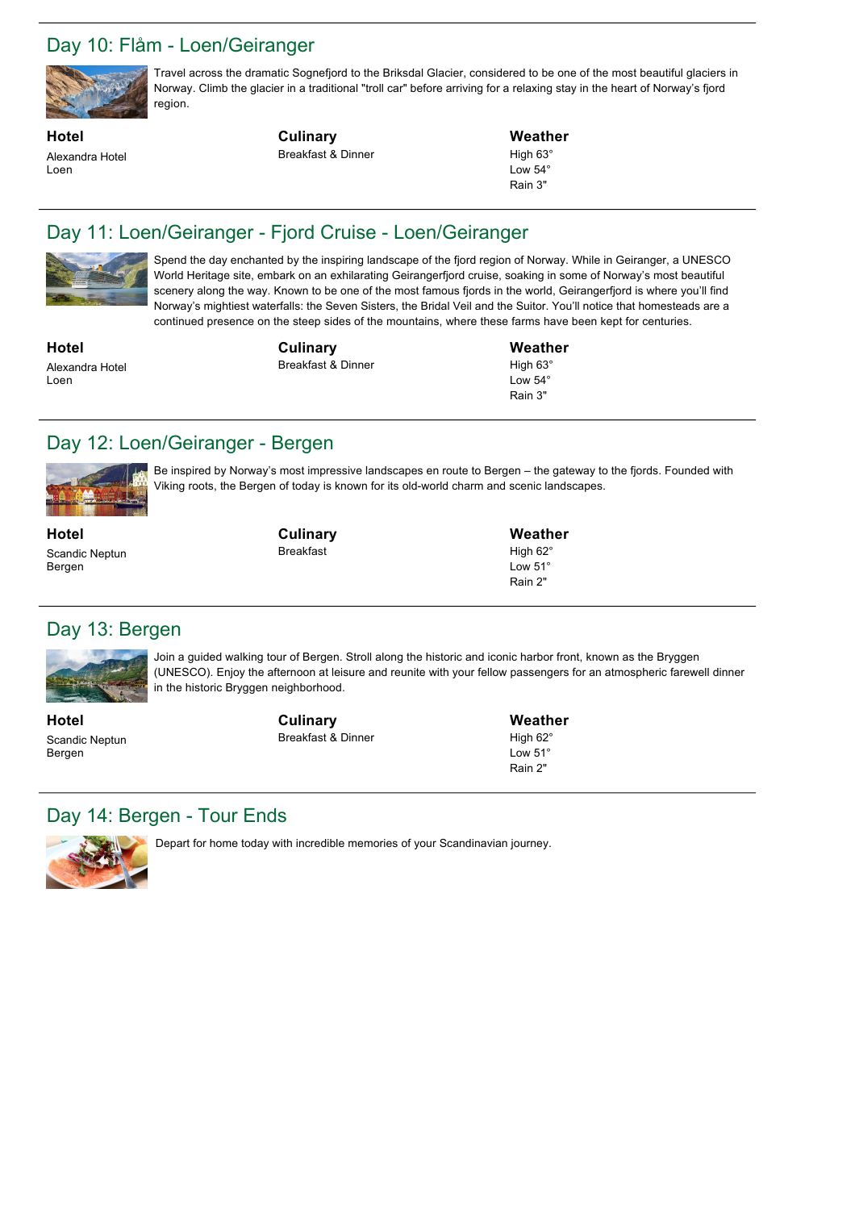## Day 10: Flåm - Loen/Geiranger

Travel across the dramatic Sognefjord to the Briksdal Glacier, considered to be one of the most beautiful glaciers in Norway. Climb the glacier in a traditional "troll car" before arriving for a relaxing stay in the heart of Norway's fjord region.

**Hotel**
Alexandra Hotel
Loen

**Culinary**
Breakfast & Dinner

**Weather**
High 63°
Low 54°
Rain 3"

## Day 11: Loen/Geiranger - Fjord Cruise - Loen/Geiranger

Spend the day enchanted by the inspiring landscape of the fjord region of Norway. While in Geiranger, a UNESCO World Heritage site, embark on an exhilarating Geirangerfjord cruise, soaking in some of Norway's most beautiful scenery along the way. Known to be one of the most famous fjords in the world, Geirangerfjord is where you'll find Norway's mightiest waterfalls: the Seven Sisters, the Bridal Veil and the Suitor. You'll notice that homesteads are a continued presence on the steep sides of the mountains, where these farms have been kept for centuries.

**Hotel**
Alexandra Hotel
Loen

**Culinary**
Breakfast & Dinner

**Weather**
High 63°
Low 54°
Rain 3"

## Day 12: Loen/Geiranger - Bergen

Be inspired by Norway's most impressive landscapes en route to Bergen – the gateway to the fjords. Founded with Viking roots, the Bergen of today is known for its old-world charm and scenic landscapes.

**Hotel**
Scandic Neptun
Bergen

**Culinary**
Breakfast

**Weather**
High 62°
Low 51°
Rain 2"

## Day 13: Bergen

Join a guided walking tour of Bergen. Stroll along the historic and iconic harbor front, known as the Bryggen (UNESCO). Enjoy the afternoon at leisure and reunite with your fellow passengers for an atmospheric farewell dinner in the historic Bryggen neighborhood.

**Hotel**
Scandic Neptun
Bergen

**Culinary**
Breakfast & Dinner

**Weather**
High 62°
Low 51°
Rain 2"

## Day 14: Bergen - Tour Ends

Depart for home today with incredible memories of your Scandinavian journey.